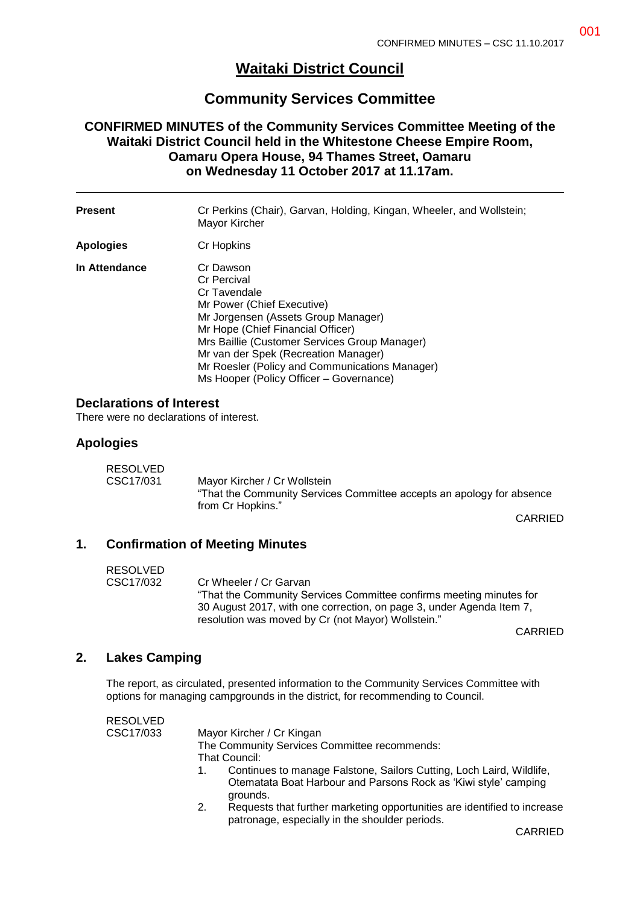# Waitaki District Council

## Community Services Committee

### CONFIRMED MINUTES of the Community Services Committee Meeting of the Waitaki District Council held in the Whitestone Cheese Empire Room, Oamaru Opera House, 94 Thames Street, Oamaru on Wednesday 11 October 2017 at 11.17am.

| | |
|---|---|
| **Present** | Cr Perkins (Chair), Garvan, Holding, Kingan, Wheeler, and Wollstein; Mayor Kircher |
| **Apologies** | Cr Hopkins |
| **In Attendance** | Cr Dawson<br>Cr Percival<br>Cr Tavendale<br>Mr Power (Chief Executive)<br>Mr Jorgensen (Assets Group Manager)<br>Mr Hope (Chief Financial Officer)<br>Mrs Baillie (Customer Services Group Manager)<br>Mr van der Spek (Recreation Manager)<br>Mr Roesler (Policy and Communications Manager)<br>Ms Hooper (Policy Officer – Governance) |

### Declarations of Interest

There were no declarations of interest.

### Apologies

RESOLVED
CSC17/031

Mayor Kircher / Cr Wollstein
"That the Community Services Committee accepts an apology for absence from Cr Hopkins."

CARRIED

### 1. Confirmation of Meeting Minutes

RESOLVED
CSC17/032

Cr Wheeler / Cr Garvan
"That the Community Services Committee confirms meeting minutes for 30 August 2017, with one correction, on page 3, under Agenda Item 7, resolution was moved by Cr (not Mayor) Wollstein."

CARRIED

### 2. Lakes Camping

The report, as circulated, presented information to the Community Services Committee with options for managing campgrounds in the district, for recommending to Council.

RESOLVED
CSC17/033

Mayor Kircher / Cr Kingan
The Community Services Committee recommends:
That Council:

1. Continues to manage Falstone, Sailors Cutting, Loch Laird, Wildlife, Otematata Boat Harbour and Parsons Rock as 'Kiwi style' camping grounds.
2. Requests that further marketing opportunities are identified to increase patronage, especially in the shoulder periods.

CARRIED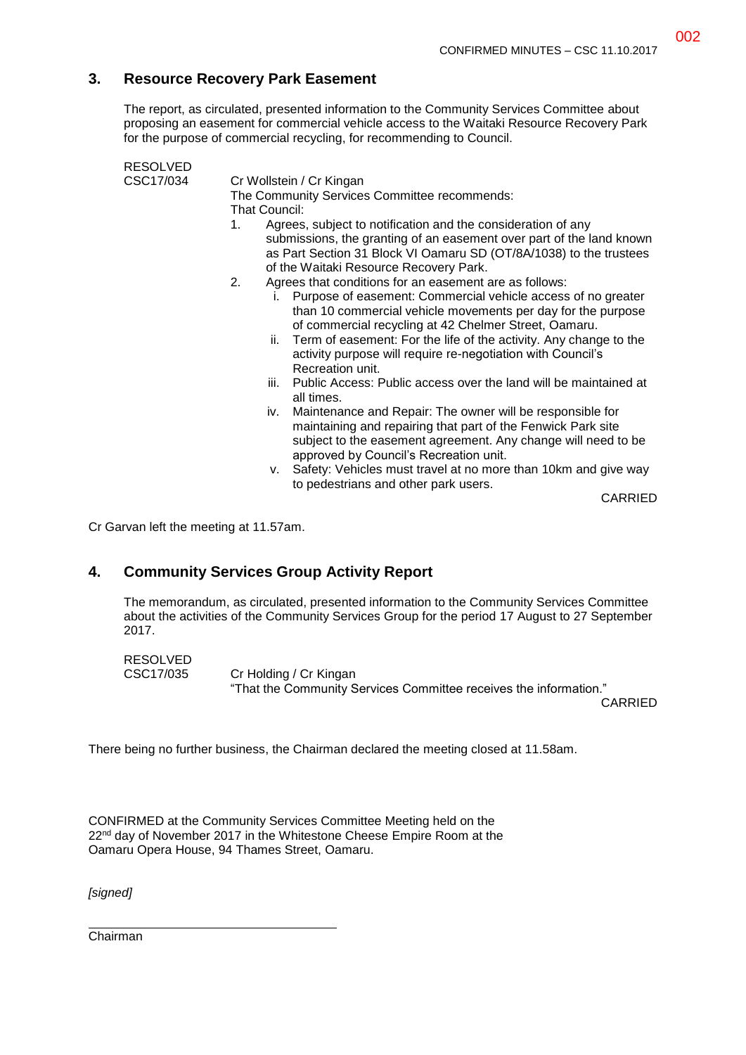## 3. Resource Recovery Park Easement

The report, as circulated, presented information to the Community Services Committee about proposing an easement for commercial vehicle access to the Waitaki Resource Recovery Park for the purpose of commercial recycling, for recommending to Council.

RESOLVED
CSC17/034

Cr Wollstein / Cr Kingan

The Community Services Committee recommends:

That Council:

1. Agrees, subject to notification and the consideration of any submissions, the granting of an easement over part of the land known as Part Section 31 Block VI Oamaru SD (OT/8A/1038) to the trustees of the Waitaki Resource Recovery Park.
2. Agrees that conditions for an easement are as follows:
   i. Purpose of easement: Commercial vehicle access of no greater than 10 commercial vehicle movements per day for the purpose of commercial recycling at 42 Chelmer Street, Oamaru.
   ii. Term of easement: For the life of the activity. Any change to the activity purpose will require re-negotiation with Council's Recreation unit.
   iii. Public Access: Public access over the land will be maintained at all times.
   iv. Maintenance and Repair: The owner will be responsible for maintaining and repairing that part of the Fenwick Park site subject to the easement agreement. Any change will need to be approved by Council's Recreation unit.
   v. Safety: Vehicles must travel at no more than 10km and give way to pedestrians and other park users.

CARRIED

Cr Garvan left the meeting at 11.57am.

## 4. Community Services Group Activity Report

The memorandum, as circulated, presented information to the Community Services Committee about the activities of the Community Services Group for the period 17 August to 27 September 2017.

RESOLVED
CSC17/035

Cr Holding / Cr Kingan

"That the Community Services Committee receives the information."

CARRIED

There being no further business, the Chairman declared the meeting closed at 11.58am.

CONFIRMED at the Community Services Committee Meeting held on the 22nd day of November 2017 in the Whitestone Cheese Empire Room at the Oamaru Opera House, 94 Thames Street, Oamaru.

*[signed]*

Chairman